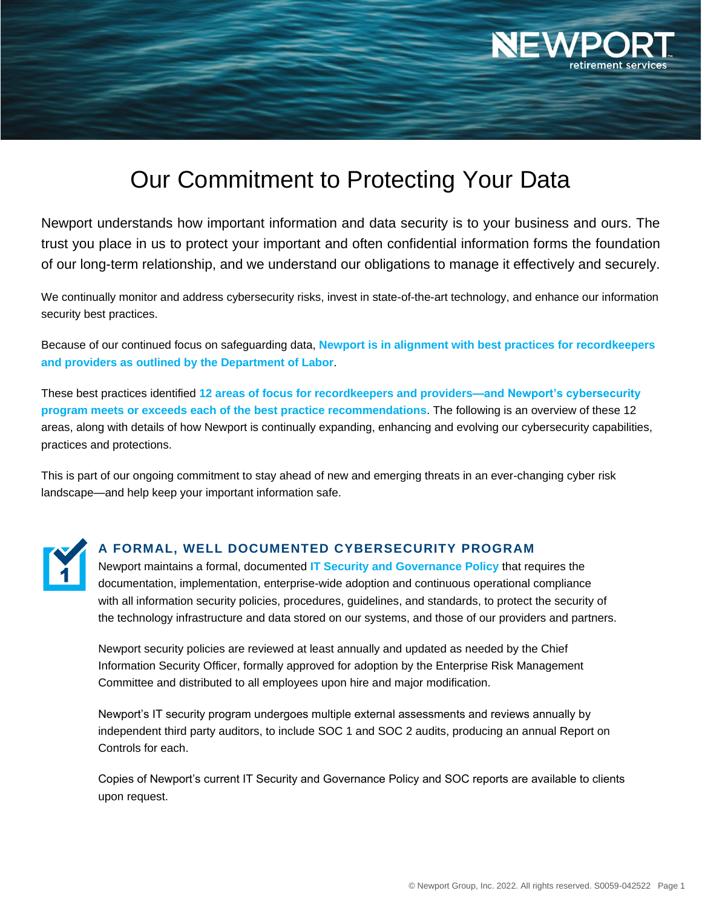# Our Commitment to Protecting Your Data

Newport understands how important information and data security is to your business and ours. The trust you place in us to protect your important and often confidential information forms the foundation of our long-term relationship, and we understand our obligations to manage it effectively and securely.

We continually monitor and address cybersecurity risks, invest in state-of-the-art technology, and enhance our information security best practices.

Because of our continued focus on safeguarding data, **Newport is in alignment with best practices for recordkeepers and providers as outlined by the Department of Labor**.

These best practices identified **12 areas of focus for recordkeepers and providers—and Newport's cybersecurity program meets or exceeds each of the best practice recommendations**. The following is an overview of these 12 areas, along with details of how Newport is continually expanding, enhancing and evolving our cybersecurity capabilities, practices and protections.

This is part of our ongoing commitment to stay ahead of new and emerging threats in an ever-changing cyber risk landscape—and help keep your important information safe.

## 1. A FORMAL, WELL DOCUMENTED CYBERSECURITY PROGRAM

Newport maintains a formal, documented **IT Security and Governance Policy** that requires the documentation, implementation, enterprise-wide adoption and continuous operational compliance with all information security policies, procedures, guidelines, and standards, to protect the security of the technology infrastructure and data stored on our systems, and those of our providers and partners.

Newport security policies are reviewed at least annually and updated as needed by the Chief Information Security Officer, formally approved for adoption by the Enterprise Risk Management Committee and distributed to all employees upon hire and major modification.

Newport's IT security program undergoes multiple external assessments and reviews annually by independent third party auditors, to include SOC 1 and SOC 2 audits, producing an annual Report on Controls for each.

Copies of Newport's current IT Security and Governance Policy and SOC reports are available to clients upon request.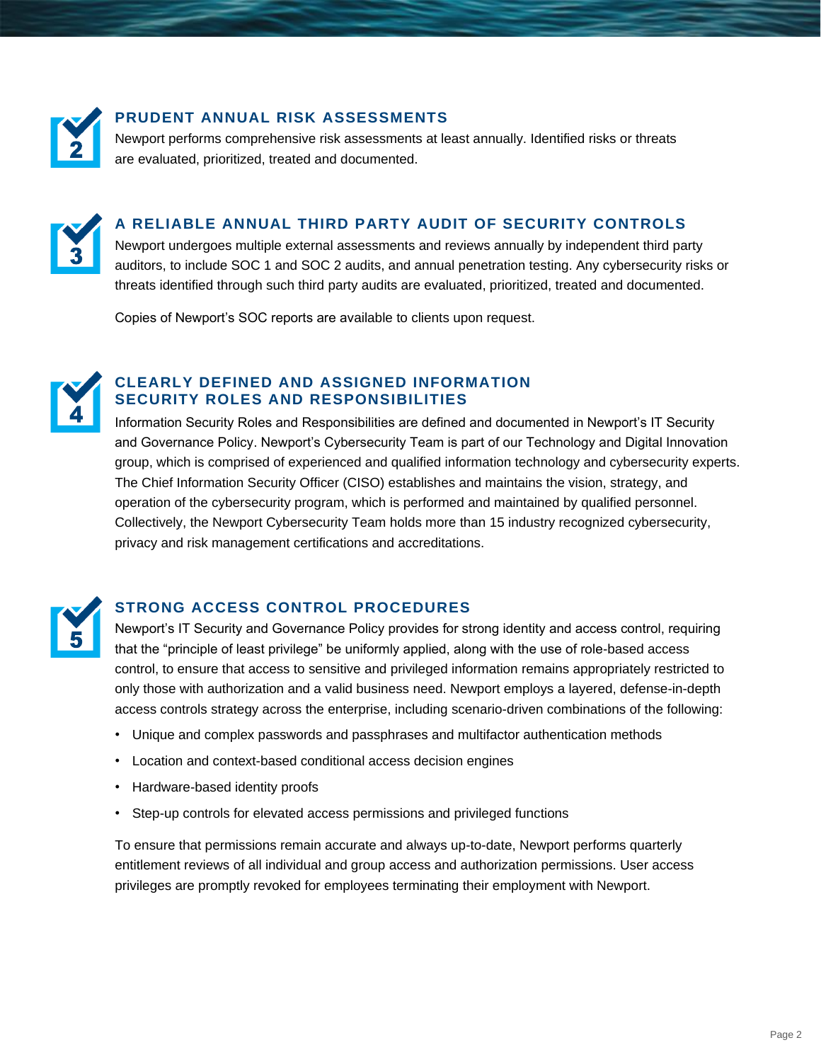## 2. PRUDENT ANNUAL RISK ASSESSMENTS

Newport performs comprehensive risk assessments at least annually. Identified risks or threats are evaluated, prioritized, treated and documented.

## 3. A RELIABLE ANNUAL THIRD PARTY AUDIT OF SECURITY CONTROLS

Newport undergoes multiple external assessments and reviews annually by independent third party auditors, to include SOC 1 and SOC 2 audits, and annual penetration testing. Any cybersecurity risks or threats identified through such third party audits are evaluated, prioritized, treated and documented.

Copies of Newport's SOC reports are available to clients upon request.

## 4. CLEARLY DEFINED AND ASSIGNED INFORMATION SECURITY ROLES AND RESPONSIBILITIES

Information Security Roles and Responsibilities are defined and documented in Newport's IT Security and Governance Policy. Newport's Cybersecurity Team is part of our Technology and Digital Innovation group, which is comprised of experienced and qualified information technology and cybersecurity experts. The Chief Information Security Officer (CISO) establishes and maintains the vision, strategy, and operation of the cybersecurity program, which is performed and maintained by qualified personnel. Collectively, the Newport Cybersecurity Team holds more than 15 industry recognized cybersecurity, privacy and risk management certifications and accreditations.

## 5. STRONG ACCESS CONTROL PROCEDURES

Newport's IT Security and Governance Policy provides for strong identity and access control, requiring that the "principle of least privilege" be uniformly applied, along with the use of role-based access control, to ensure that access to sensitive and privileged information remains appropriately restricted to only those with authorization and a valid business need. Newport employs a layered, defense-in-depth access controls strategy across the enterprise, including scenario-driven combinations of the following:

- Unique and complex passwords and passphrases and multifactor authentication methods
- Location and context-based conditional access decision engines
- Hardware-based identity proofs
- Step-up controls for elevated access permissions and privileged functions

To ensure that permissions remain accurate and always up-to-date, Newport performs quarterly entitlement reviews of all individual and group access and authorization permissions. User access privileges are promptly revoked for employees terminating their employment with Newport.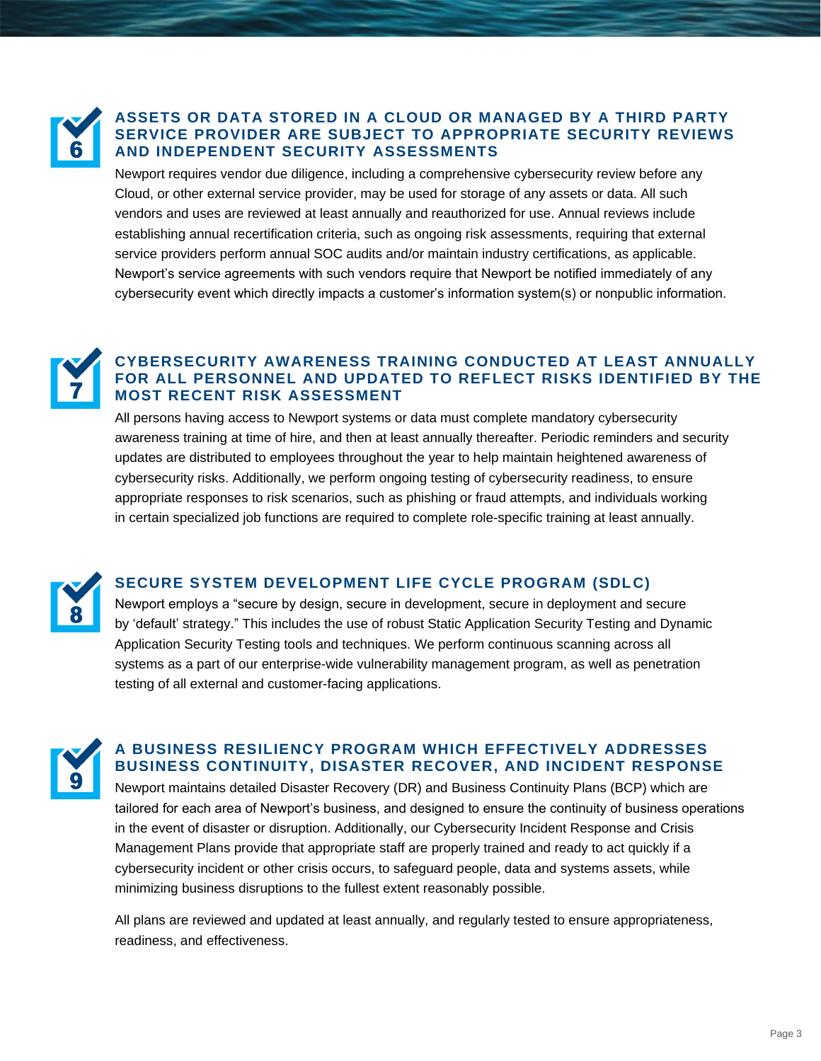## 6 ASSETS OR DATA STORED IN A CLOUD OR MANAGED BY A THIRD PARTY SERVICE PROVIDER ARE SUBJECT TO APPROPRIATE SECURITY REVIEWS AND INDEPENDENT SECURITY ASSESSMENTS

Newport requires vendor due diligence, including a comprehensive cybersecurity review before any Cloud, or other external service provider, may be used for storage of any assets or data. All such vendors and uses are reviewed at least annually and reauthorized for use. Annual reviews include establishing annual recertification criteria, such as ongoing risk assessments, requiring that external service providers perform annual SOC audits and/or maintain industry certifications, as applicable. Newport's service agreements with such vendors require that Newport be notified immediately of any cybersecurity event which directly impacts a customer's information system(s) or nonpublic information.

## 7 CYBERSECURITY AWARENESS TRAINING CONDUCTED AT LEAST ANNUALLY FOR ALL PERSONNEL AND UPDATED TO REFLECT RISKS IDENTIFIED BY THE MOST RECENT RISK ASSESSMENT

All persons having access to Newport systems or data must complete mandatory cybersecurity awareness training at time of hire, and then at least annually thereafter. Periodic reminders and security updates are distributed to employees throughout the year to help maintain heightened awareness of cybersecurity risks. Additionally, we perform ongoing testing of cybersecurity readiness, to ensure appropriate responses to risk scenarios, such as phishing or fraud attempts, and individuals working in certain specialized job functions are required to complete role-specific training at least annually.

## 8 SECURE SYSTEM DEVELOPMENT LIFE CYCLE PROGRAM (SDLC)

Newport employs a "secure by design, secure in development, secure in deployment and secure by 'default' strategy." This includes the use of robust Static Application Security Testing and Dynamic Application Security Testing tools and techniques. We perform continuous scanning across all systems as a part of our enterprise-wide vulnerability management program, as well as penetration testing of all external and customer-facing applications.

## 9 A BUSINESS RESILIENCY PROGRAM WHICH EFFECTIVELY ADDRESSES BUSINESS CONTINUITY, DISASTER RECOVER, AND INCIDENT RESPONSE

Newport maintains detailed Disaster Recovery (DR) and Business Continuity Plans (BCP) which are tailored for each area of Newport's business, and designed to ensure the continuity of business operations in the event of disaster or disruption. Additionally, our Cybersecurity Incident Response and Crisis Management Plans provide that appropriate staff are properly trained and ready to act quickly if a cybersecurity incident or other crisis occurs, to safeguard people, data and systems assets, while minimizing business disruptions to the fullest extent reasonably possible.

All plans are reviewed and updated at least annually, and regularly tested to ensure appropriateness, readiness, and effectiveness.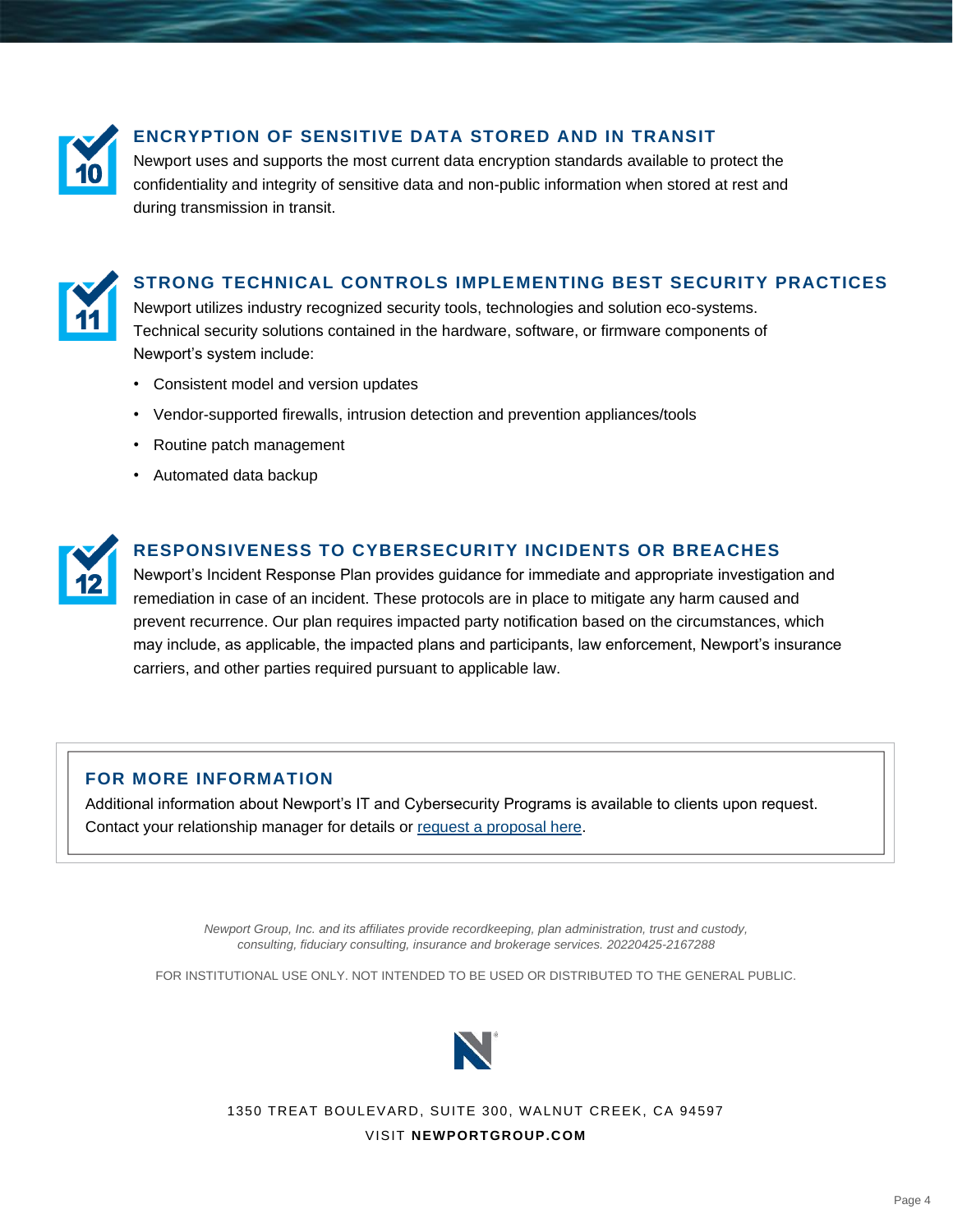## 10 ENCRYPTION OF SENSITIVE DATA STORED AND IN TRANSIT

Newport uses and supports the most current data encryption standards available to protect the confidentiality and integrity of sensitive data and non-public information when stored at rest and during transmission in transit.

## 11 STRONG TECHNICAL CONTROLS IMPLEMENTING BEST SECURITY PRACTICES

Newport utilizes industry recognized security tools, technologies and solution eco-systems. Technical security solutions contained in the hardware, software, or firmware components of Newport's system include:

- Consistent model and version updates
- Vendor-supported firewalls, intrusion detection and prevention appliances/tools
- Routine patch management
- Automated data backup

## 12 RESPONSIVENESS TO CYBERSECURITY INCIDENTS OR BREACHES

Newport's Incident Response Plan provides guidance for immediate and appropriate investigation and remediation in case of an incident. These protocols are in place to mitigate any harm caused and prevent recurrence. Our plan requires impacted party notification based on the circumstances, which may include, as applicable, the impacted plans and participants, law enforcement, Newport's insurance carriers, and other parties required pursuant to applicable law.

### FOR MORE INFORMATION

Additional information about Newport's IT and Cybersecurity Programs is available to clients upon request. Contact your relationship manager for details or request a proposal here.

*Newport Group, Inc. and its affiliates provide recordkeeping, plan administration, trust and custody, consulting, fiduciary consulting, insurance and brokerage services. 20220425-2167288*

FOR INSTITUTIONAL USE ONLY. NOT INTENDED TO BE USED OR DISTRIBUTED TO THE GENERAL PUBLIC.

1350 TREAT BOULEVARD, SUITE 300, WALNUT CREEK, CA 94597

VISIT **NEWPORTGROUP.COM**